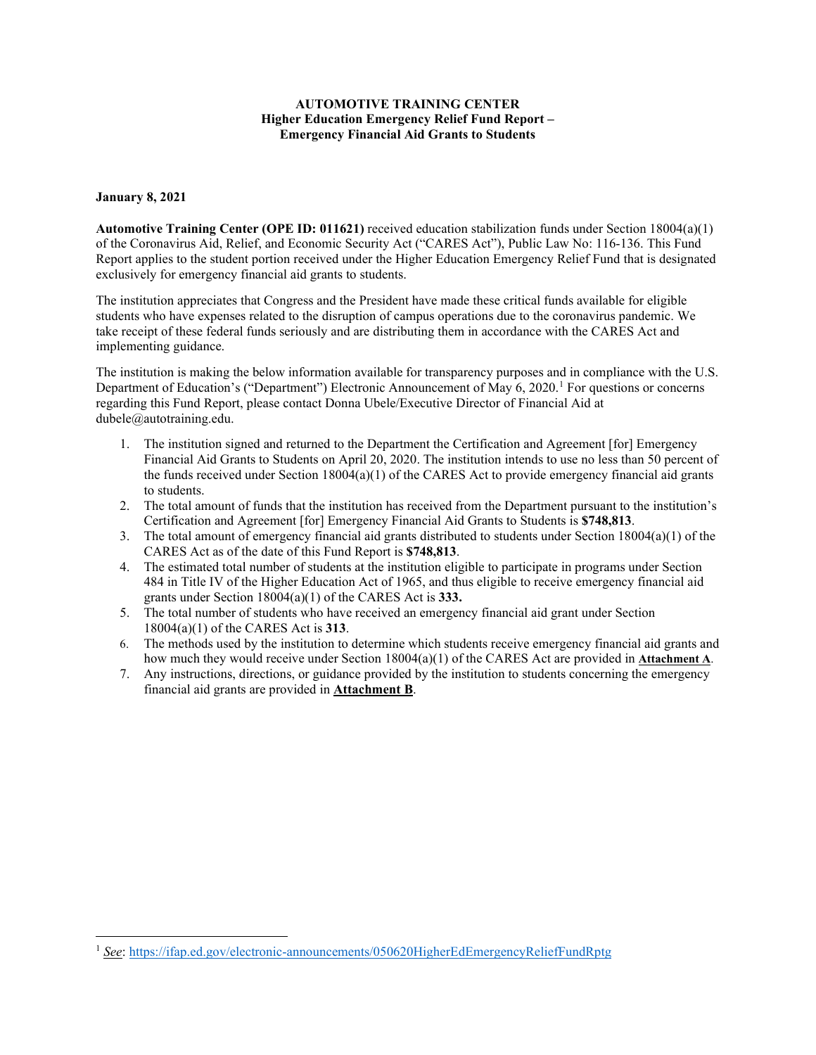**AUTOMOTIVE TRAINING CENTER**
**Higher Education Emergency Relief Fund Report –**
**Emergency Financial Aid Grants to Students**

**January 8, 2021**

**Automotive Training Center (OPE ID: 011621)** received education stabilization funds under Section 18004(a)(1) of the Coronavirus Aid, Relief, and Economic Security Act ("CARES Act"), Public Law No: 116-136. This Fund Report applies to the student portion received under the Higher Education Emergency Relief Fund that is designated exclusively for emergency financial aid grants to students.

The institution appreciates that Congress and the President have made these critical funds available for eligible students who have expenses related to the disruption of campus operations due to the coronavirus pandemic. We take receipt of these federal funds seriously and are distributing them in accordance with the CARES Act and implementing guidance.

The institution is making the below information available for transparency purposes and in compliance with the U.S. Department of Education's ("Department") Electronic Announcement of May 6, 2020.[1] For questions or concerns regarding this Fund Report, please contact Donna Ubele/Executive Director of Financial Aid at dubele@autotraining.edu.

1. The institution signed and returned to the Department the Certification and Agreement [for] Emergency Financial Aid Grants to Students on April 20, 2020. The institution intends to use no less than 50 percent of the funds received under Section 18004(a)(1) of the CARES Act to provide emergency financial aid grants to students.
2. The total amount of funds that the institution has received from the Department pursuant to the institution's Certification and Agreement [for] Emergency Financial Aid Grants to Students is **$748,813**.
3. The total amount of emergency financial aid grants distributed to students under Section 18004(a)(1) of the CARES Act as of the date of this Fund Report is **$748,813**.
4. The estimated total number of students at the institution eligible to participate in programs under Section 484 in Title IV of the Higher Education Act of 1965, and thus eligible to receive emergency financial aid grants under Section 18004(a)(1) of the CARES Act is **333.**
5. The total number of students who have received an emergency financial aid grant under Section 18004(a)(1) of the CARES Act is **313**.
6. The methods used by the institution to determine which students receive emergency financial aid grants and how much they would receive under Section 18004(a)(1) of the CARES Act are provided in **Attachment A**.
7. Any instructions, directions, or guidance provided by the institution to students concerning the emergency financial aid grants are provided in **Attachment B**.

---

[1] *See*: https://ifap.ed.gov/electronic-announcements/050620HigherEdEmergencyReliefFundRptg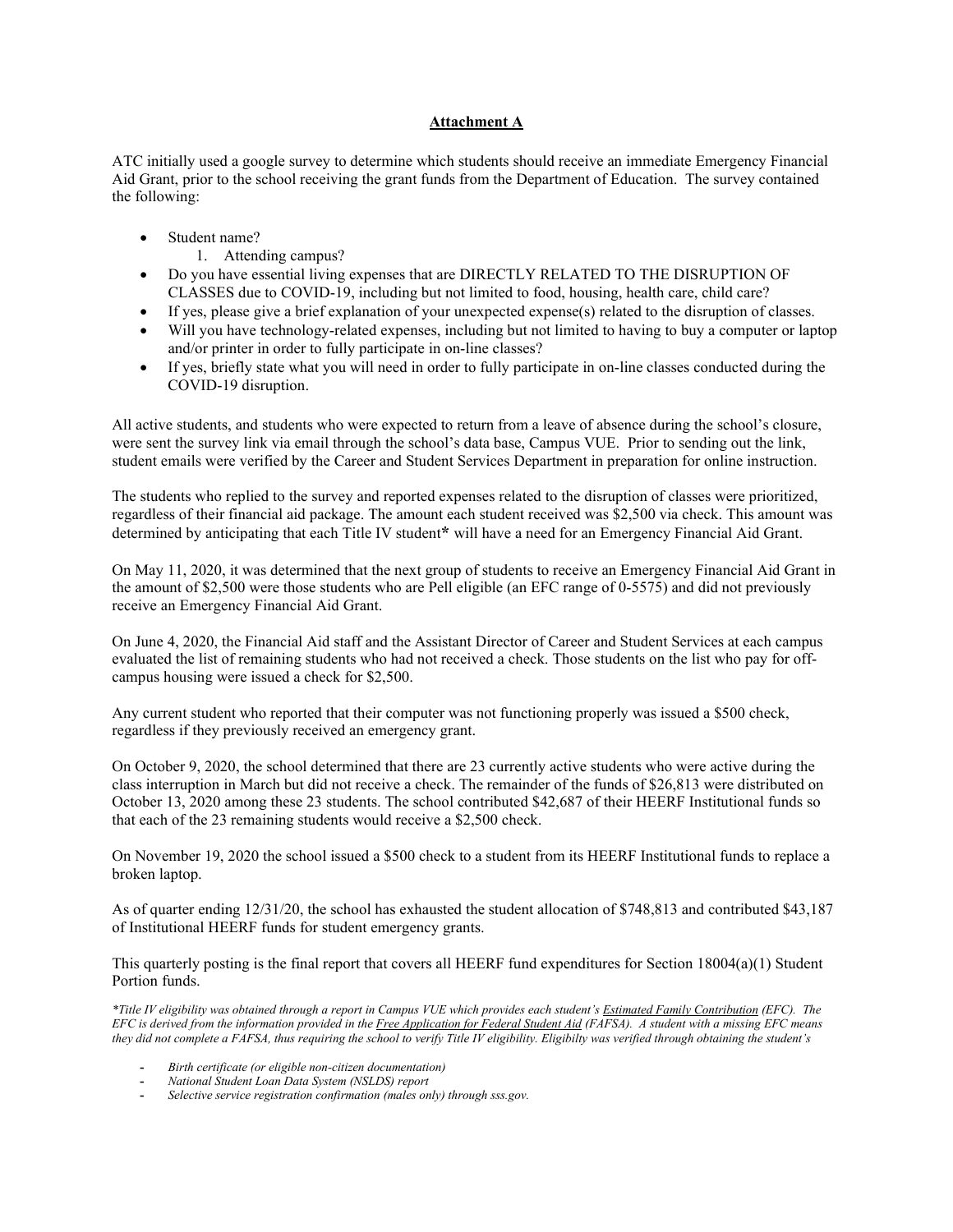**Attachment A**

ATC initially used a google survey to determine which students should receive an immediate Emergency Financial Aid Grant, prior to the school receiving the grant funds from the Department of Education. The survey contained the following:

- Student name?
    1. Attending campus?
- Do you have essential living expenses that are DIRECTLY RELATED TO THE DISRUPTION OF CLASSES due to COVID-19, including but not limited to food, housing, health care, child care?
- If yes, please give a brief explanation of your unexpected expense(s) related to the disruption of classes.
- Will you have technology-related expenses, including but not limited to having to buy a computer or laptop and/or printer in order to fully participate in on-line classes?
- If yes, briefly state what you will need in order to fully participate in on-line classes conducted during the COVID-19 disruption.

All active students, and students who were expected to return from a leave of absence during the school's closure, were sent the survey link via email through the school's data base, Campus VUE. Prior to sending out the link, student emails were verified by the Career and Student Services Department in preparation for online instruction.

The students who replied to the survey and reported expenses related to the disruption of classes were prioritized, regardless of their financial aid package. The amount each student received was $2,500 via check. This amount was determined by anticipating that each Title IV student* will have a need for an Emergency Financial Aid Grant.

On May 11, 2020, it was determined that the next group of students to receive an Emergency Financial Aid Grant in the amount of $2,500 were those students who are Pell eligible (an EFC range of 0-5575) and did not previously receive an Emergency Financial Aid Grant.

On June 4, 2020, the Financial Aid staff and the Assistant Director of Career and Student Services at each campus evaluated the list of remaining students who had not received a check. Those students on the list who pay for off-campus housing were issued a check for $2,500.

Any current student who reported that their computer was not functioning properly was issued a $500 check, regardless if they previously received an emergency grant.

On October 9, 2020, the school determined that there are 23 currently active students who were active during the class interruption in March but did not receive a check. The remainder of the funds of $26,813 were distributed on October 13, 2020 among these 23 students. The school contributed $42,687 of their HEERF Institutional funds so that each of the 23 remaining students would receive a $2,500 check.

On November 19, 2020 the school issued a $500 check to a student from its HEERF Institutional funds to replace a broken laptop.

As of quarter ending 12/31/20, the school has exhausted the student allocation of $748,813 and contributed $43,187 of Institutional HEERF funds for student emergency grants.

This quarterly posting is the final report that covers all HEERF fund expenditures for Section 18004(a)(1) Student Portion funds.

*\*Title IV eligibility was obtained through a report in Campus VUE which provides each student's Estimated Family Contribution (EFC). The EFC is derived from the information provided in the Free Application for Federal Student Aid (FAFSA). A student with a missing EFC means they did not complete a FAFSA, thus requiring the school to verify Title IV eligibility. Eligibilty was verified through obtaining the student's*

- *Birth certificate (or eligible non-citizen documentation)*
- *National Student Loan Data System (NSLDS) report*
- *Selective service registration confirmation (males only) through sss.gov.*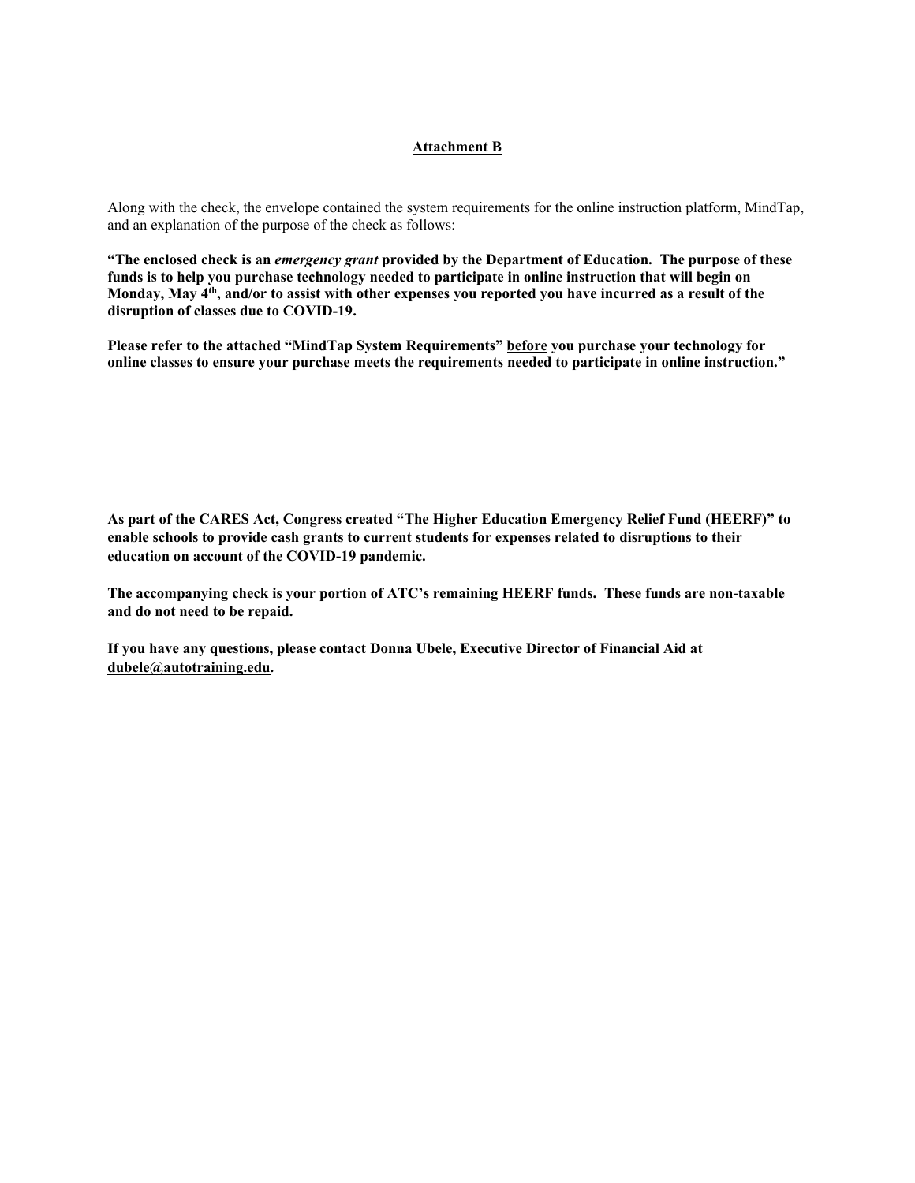<u>**Attachment B**</u>

Along with the check, the envelope contained the system requirements for the online instruction platform, MindTap, and an explanation of the purpose of the check as follows:

**"The enclosed check is an *emergency grant* provided by the Department of Education. The purpose of these funds is to help you purchase technology needed to participate in online instruction that will begin on Monday, May 4th, and/or to assist with other expenses you reported you have incurred as a result of the disruption of classes due to COVID-19.**

**Please refer to the attached "MindTap System Requirements" <u>before</u> you purchase your technology for online classes to ensure your purchase meets the requirements needed to participate in online instruction."**

**As part of the CARES Act, Congress created "The Higher Education Emergency Relief Fund (HEERF)" to enable schools to provide cash grants to current students for expenses related to disruptions to their education on account of the COVID-19 pandemic.**

**The accompanying check is your portion of ATC's remaining HEERF funds. These funds are non-taxable and do not need to be repaid.**

**If you have any questions, please contact Donna Ubele, Executive Director of Financial Aid at <u>dubele@autotraining.edu</u>.**